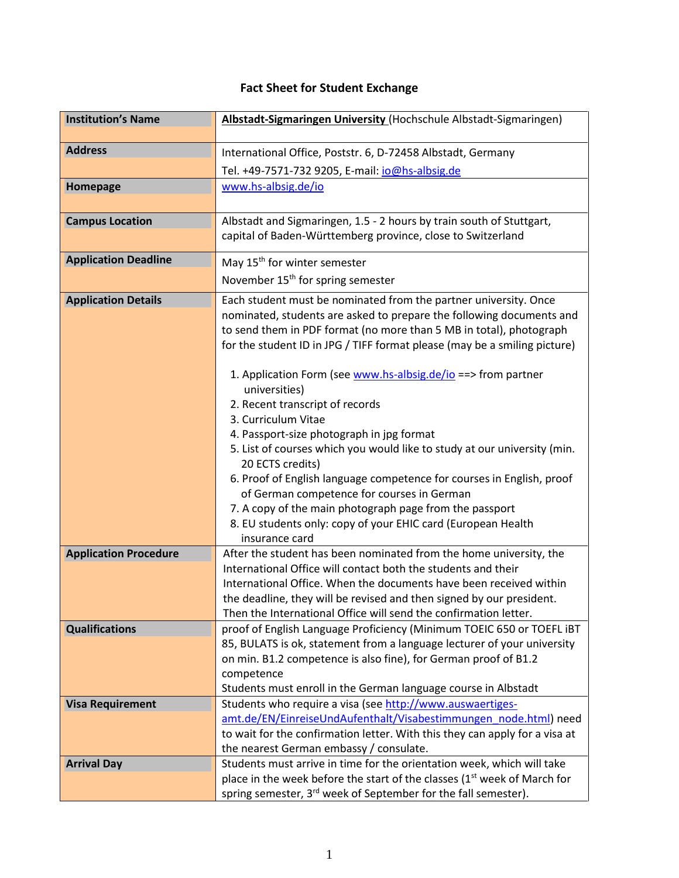# Fact Sheet for Student Exchange

| Field | Details |
|---|---|
| **Institution's Name** | **Albstadt-Sigmaringen University** (Hochschule Albstadt-Sigmaringen) |
| **Address** | International Office, Poststr. 6, D-72458 Albstadt, Germany<br>Tel. +49-7571-732 9205, E-mail: io@hs-albsig.de |
| **Homepage** | www.hs-albsig.de/io |
| **Campus Location** | Albstadt and Sigmaringen, 1.5 - 2 hours by train south of Stuttgart, capital of Baden-Württemberg province, close to Switzerland |
| **Application Deadline** | May 15th for winter semester<br>November 15th for spring semester |
| **Application Details** | Each student must be nominated from the partner university. Once nominated, students are asked to prepare the following documents and to send them in PDF format (no more than 5 MB in total), photograph for the student ID in JPG / TIFF format please (may be a smiling picture)<br><br>1. Application Form (see www.hs-albsig.de/io ==> from partner universities)<br>2. Recent transcript of records<br>3. Curriculum Vitae<br>4. Passport-size photograph in jpg format<br>5. List of courses which you would like to study at our university (min. 20 ECTS credits)<br>6. Proof of English language competence for courses in English, proof of German competence for courses in German<br>7. A copy of the main photograph page from the passport<br>8. EU students only: copy of your EHIC card (European Health insurance card |
| **Application Procedure** | After the student has been nominated from the home university, the International Office will contact both the students and their International Office. When the documents have been received within the deadline, they will be revised and then signed by our president. Then the International Office will send the confirmation letter. |
| **Qualifications** | proof of English Language Proficiency (Minimum TOEIC 650 or TOEFL iBT 85, BULATS is ok, statement from a language lecturer of your university on min. B1.2 competence is also fine), for German proof of B1.2 competence<br>Students must enroll in the German language course in Albstadt |
| **Visa Requirement** | Students who require a visa (see http://www.auswaertiges-amt.de/EN/EinreiseUndAufenthalt/Visabestimmungen_node.html) need to wait for the confirmation letter. With this they can apply for a visa at the nearest German embassy / consulate. |
| **Arrival Day** | Students must arrive in time for the orientation week, which will take place in the week before the start of the classes (1st week of March for spring semester, 3rd week of September for the fall semester). |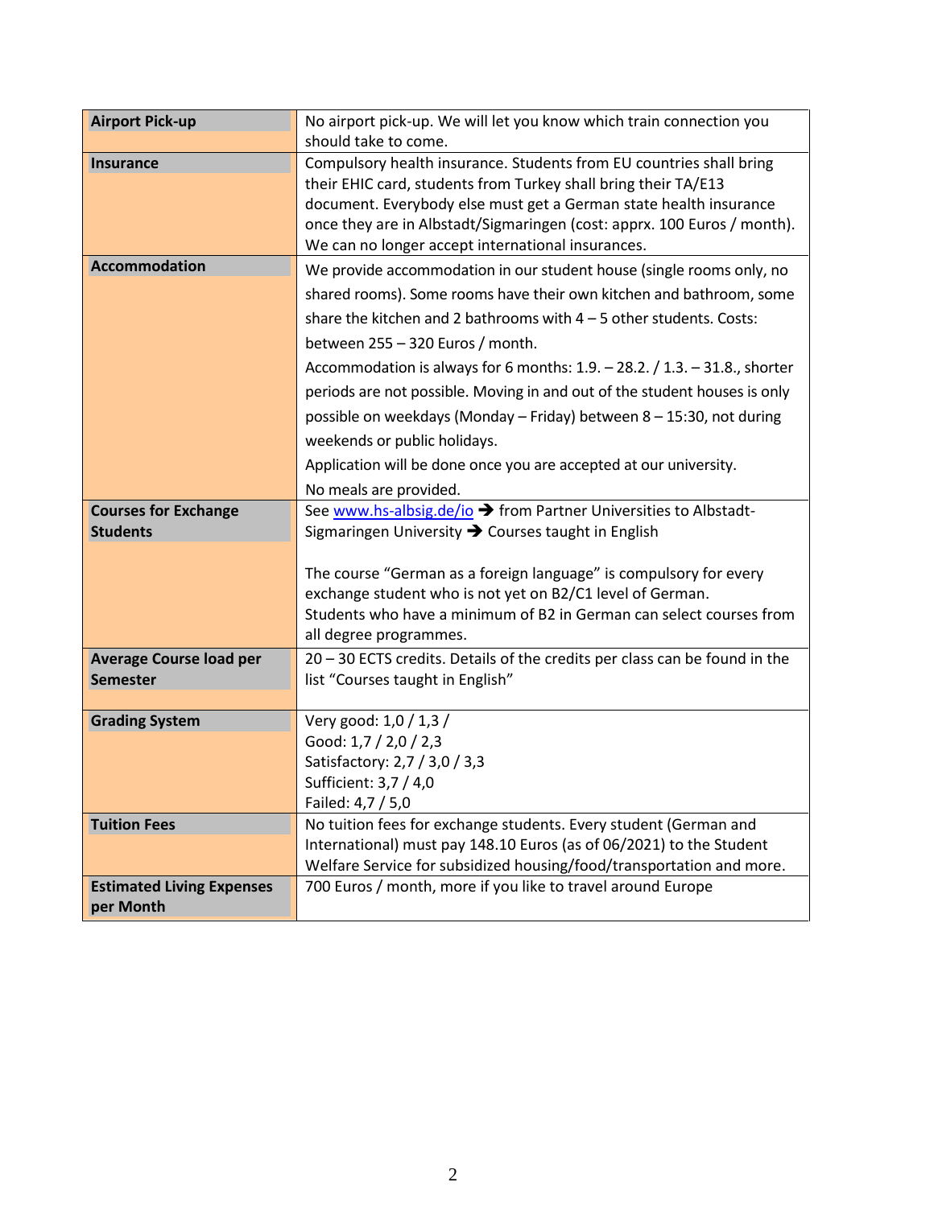| | |
|---|---|
| **Airport Pick-up** | No airport pick-up. We will let you know which train connection you should take to come. |
| **Insurance** | Compulsory health insurance. Students from EU countries shall bring their EHIC card, students from Turkey shall bring their TA/E13 document. Everybody else must get a German state health insurance once they are in Albstadt/Sigmaringen (cost: apprx. 100 Euros / month). We can no longer accept international insurances. |
| **Accommodation** | We provide accommodation in our student house (single rooms only, no shared rooms). Some rooms have their own kitchen and bathroom, some share the kitchen and 2 bathrooms with 4 – 5 other students. Costs: between 255 – 320 Euros / month.<br>Accommodation is always for 6 months: 1.9. – 28.2. / 1.3. – 31.8., shorter periods are not possible. Moving in and out of the student houses is only possible on weekdays (Monday – Friday) between 8 – 15:30, not during weekends or public holidays.<br>Application will be done once you are accepted at our university.<br>No meals are provided. |
| **Courses for Exchange Students** | See [www.hs-albsig.de/io](www.hs-albsig.de/io) ➔ from Partner Universities to Albstadt-Sigmaringen University ➔ Courses taught in English<br><br>The course "German as a foreign language" is compulsory for every exchange student who is not yet on B2/C1 level of German.<br>Students who have a minimum of B2 in German can select courses from all degree programmes. |
| **Average Course load per Semester** | 20 – 30 ECTS credits. Details of the credits per class can be found in the list "Courses taught in English" |
| **Grading System** | Very good: 1,0 / 1,3 /<br>Good: 1,7 / 2,0 / 2,3<br>Satisfactory: 2,7 / 3,0 / 3,3<br>Sufficient: 3,7 / 4,0<br>Failed: 4,7 / 5,0 |
| **Tuition Fees** | No tuition fees for exchange students. Every student (German and International) must pay 148.10 Euros (as of 06/2021) to the Student Welfare Service for subsidized housing/food/transportation and more. |
| **Estimated Living Expenses per Month** | 700 Euros / month, more if you like to travel around Europe |